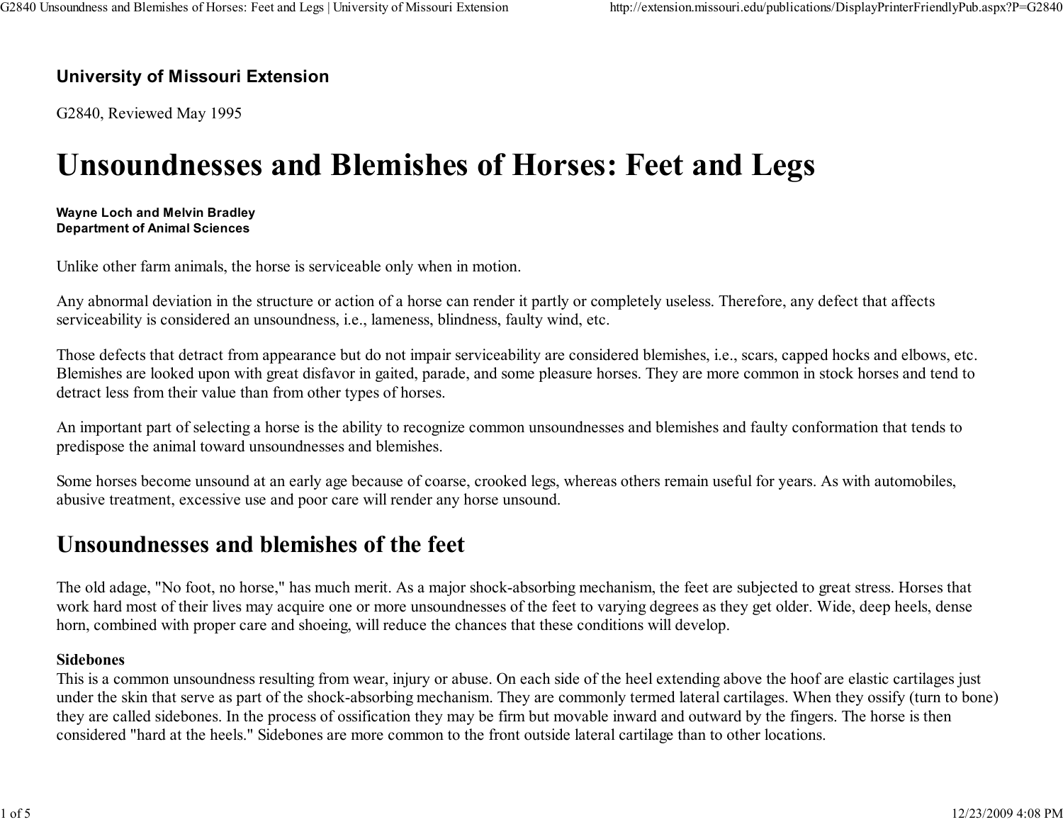**University of Missouri Extension**

G2840, Reviewed May 1995

# Unsoundnesses and Blemishes of Horses: Feet and Legs

**Wayne Loch and Melvin Bradley**
**Department of Animal Sciences**

Unlike other farm animals, the horse is serviceable only when in motion.

Any abnormal deviation in the structure or action of a horse can render it partly or completely useless. Therefore, any defect that affects serviceability is considered an unsoundness, i.e., lameness, blindness, faulty wind, etc.

Those defects that detract from appearance but do not impair serviceability are considered blemishes, i.e., scars, capped hocks and elbows, etc. Blemishes are looked upon with great disfavor in gaited, parade, and some pleasure horses. They are more common in stock horses and tend to detract less from their value than from other types of horses.

An important part of selecting a horse is the ability to recognize common unsoundnesses and blemishes and faulty conformation that tends to predispose the animal toward unsoundnesses and blemishes.

Some horses become unsound at an early age because of coarse, crooked legs, whereas others remain useful for years. As with automobiles, abusive treatment, excessive use and poor care will render any horse unsound.

## Unsoundnesses and blemishes of the feet

The old adage, "No foot, no horse," has much merit. As a major shock-absorbing mechanism, the feet are subjected to great stress. Horses that work hard most of their lives may acquire one or more unsoundnesses of the feet to varying degrees as they get older. Wide, deep heels, dense horn, combined with proper care and shoeing, will reduce the chances that these conditions will develop.

**Sidebones**
This is a common unsoundness resulting from wear, injury or abuse. On each side of the heel extending above the hoof are elastic cartilages just under the skin that serve as part of the shock-absorbing mechanism. They are commonly termed lateral cartilages. When they ossify (turn to bone) they are called sidebones. In the process of ossification they may be firm but movable inward and outward by the fingers. The horse is then considered "hard at the heels." Sidebones are more common to the front outside lateral cartilage than to other locations.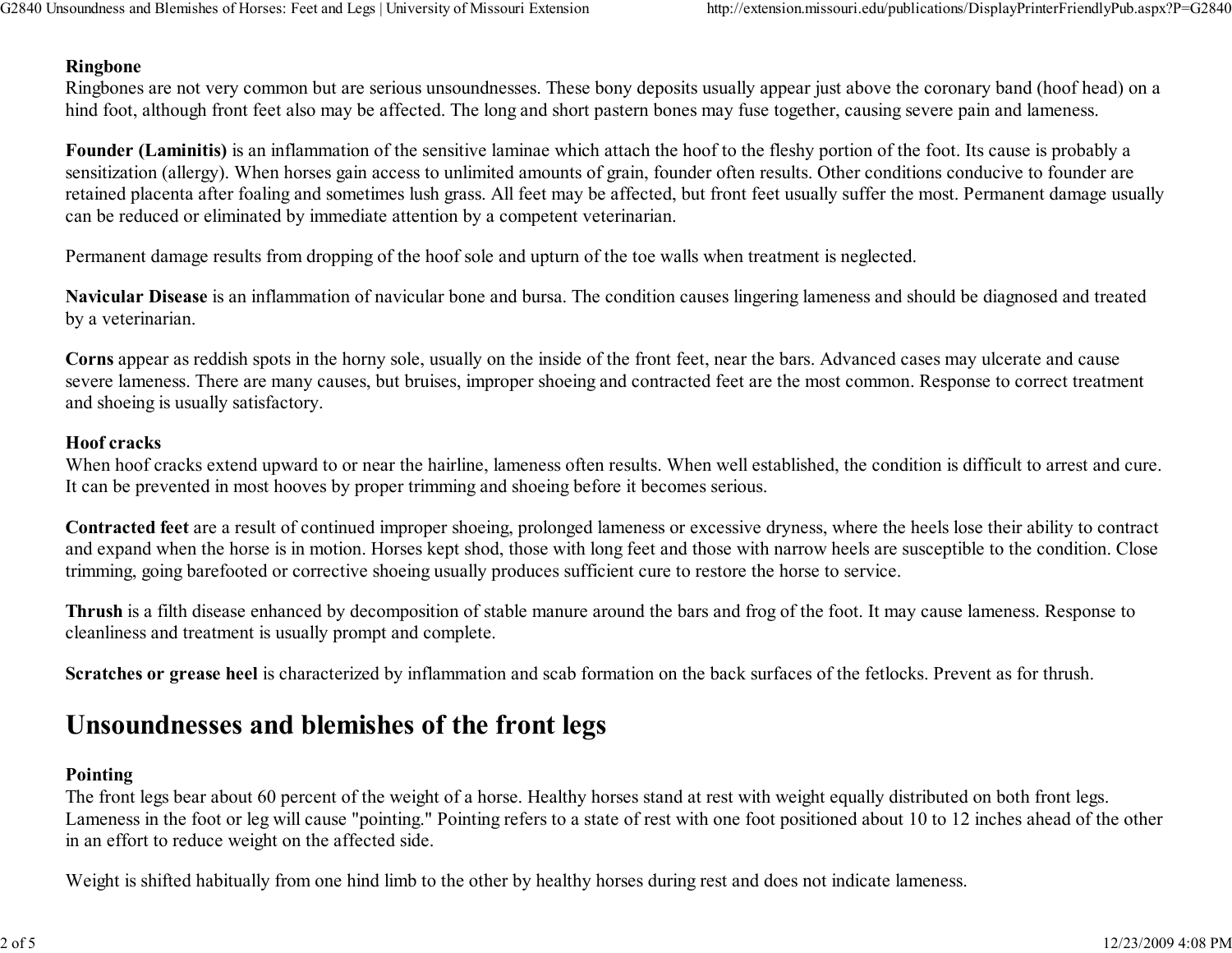**Ringbone**
Ringbones are not very common but are serious unsoundnesses. These bony deposits usually appear just above the coronary band (hoof head) on a hind foot, although front feet also may be affected. The long and short pastern bones may fuse together, causing severe pain and lameness.

**Founder (Laminitis)** is an inflammation of the sensitive laminae which attach the hoof to the fleshy portion of the foot. Its cause is probably a sensitization (allergy). When horses gain access to unlimited amounts of grain, founder often results. Other conditions conducive to founder are retained placenta after foaling and sometimes lush grass. All feet may be affected, but front feet usually suffer the most. Permanent damage usually can be reduced or eliminated by immediate attention by a competent veterinarian.

Permanent damage results from dropping of the hoof sole and upturn of the toe walls when treatment is neglected.

**Navicular Disease** is an inflammation of navicular bone and bursa. The condition causes lingering lameness and should be diagnosed and treated by a veterinarian.

**Corns** appear as reddish spots in the horny sole, usually on the inside of the front feet, near the bars. Advanced cases may ulcerate and cause severe lameness. There are many causes, but bruises, improper shoeing and contracted feet are the most common. Response to correct treatment and shoeing is usually satisfactory.

**Hoof cracks**
When hoof cracks extend upward to or near the hairline, lameness often results. When well established, the condition is difficult to arrest and cure. It can be prevented in most hooves by proper trimming and shoeing before it becomes serious.

**Contracted feet** are a result of continued improper shoeing, prolonged lameness or excessive dryness, where the heels lose their ability to contract and expand when the horse is in motion. Horses kept shod, those with long feet and those with narrow heels are susceptible to the condition. Close trimming, going barefooted or corrective shoeing usually produces sufficient cure to restore the horse to service.

**Thrush** is a filth disease enhanced by decomposition of stable manure around the bars and frog of the foot. It may cause lameness. Response to cleanliness and treatment is usually prompt and complete.

**Scratches or grease heel** is characterized by inflammation and scab formation on the back surfaces of the fetlocks. Prevent as for thrush.

## Unsoundnesses and blemishes of the front legs

**Pointing**
The front legs bear about 60 percent of the weight of a horse. Healthy horses stand at rest with weight equally distributed on both front legs. Lameness in the foot or leg will cause "pointing." Pointing refers to a state of rest with one foot positioned about 10 to 12 inches ahead of the other in an effort to reduce weight on the affected side.

Weight is shifted habitually from one hind limb to the other by healthy horses during rest and does not indicate lameness.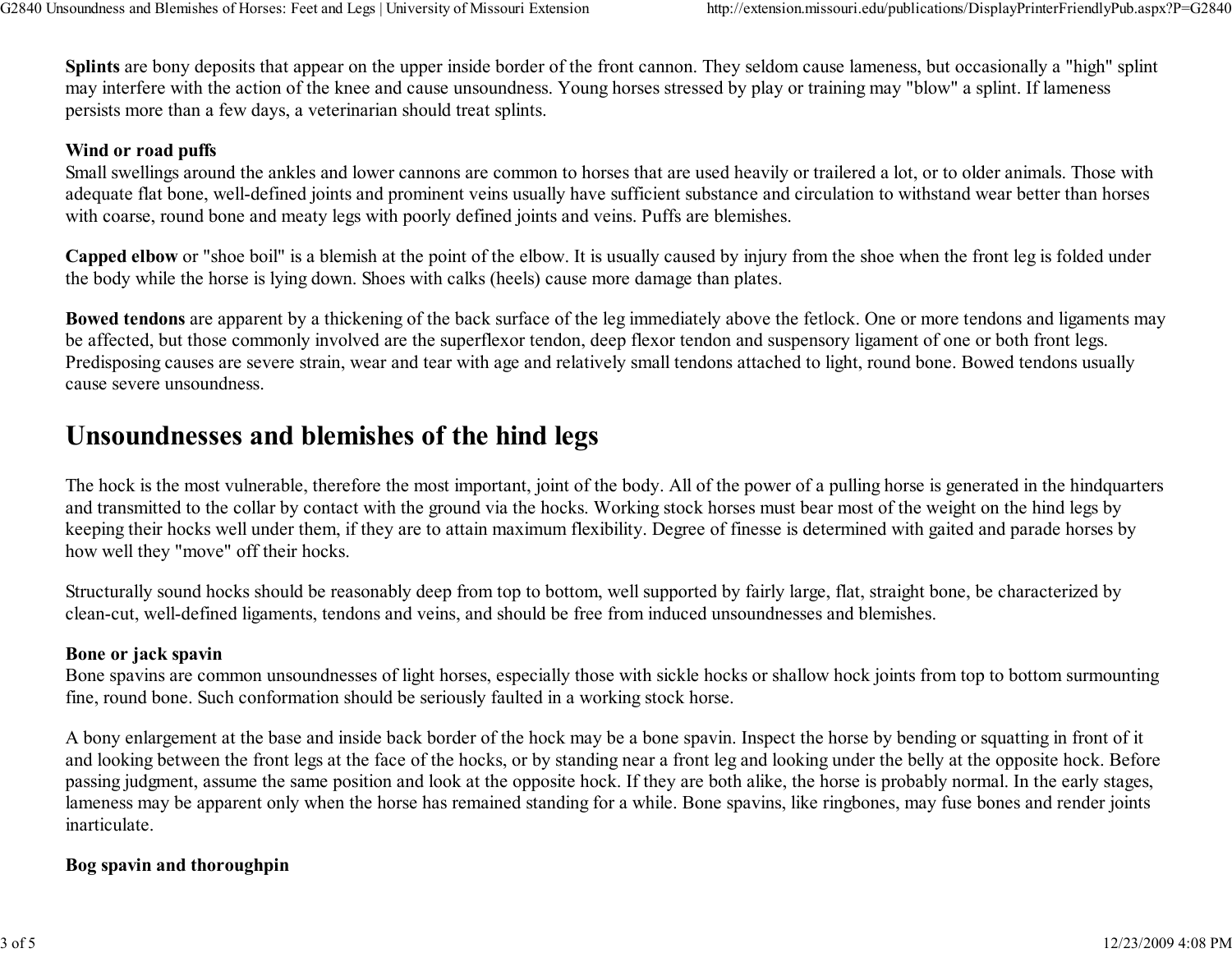**Splints** are bony deposits that appear on the upper inside border of the front cannon. They seldom cause lameness, but occasionally a "high" splint may interfere with the action of the knee and cause unsoundness. Young horses stressed by play or training may "blow" a splint. If lameness persists more than a few days, a veterinarian should treat splints.

**Wind or road puffs**
Small swellings around the ankles and lower cannons are common to horses that are used heavily or trailered a lot, or to older animals. Those with adequate flat bone, well-defined joints and prominent veins usually have sufficient substance and circulation to withstand wear better than horses with coarse, round bone and meaty legs with poorly defined joints and veins. Puffs are blemishes.

**Capped elbow** or "shoe boil" is a blemish at the point of the elbow. It is usually caused by injury from the shoe when the front leg is folded under the body while the horse is lying down. Shoes with calks (heels) cause more damage than plates.

**Bowed tendons** are apparent by a thickening of the back surface of the leg immediately above the fetlock. One or more tendons and ligaments may be affected, but those commonly involved are the superflexor tendon, deep flexor tendon and suspensory ligament of one or both front legs. Predisposing causes are severe strain, wear and tear with age and relatively small tendons attached to light, round bone. Bowed tendons usually cause severe unsoundness.

## Unsoundnesses and blemishes of the hind legs

The hock is the most vulnerable, therefore the most important, joint of the body. All of the power of a pulling horse is generated in the hindquarters and transmitted to the collar by contact with the ground via the hocks. Working stock horses must bear most of the weight on the hind legs by keeping their hocks well under them, if they are to attain maximum flexibility. Degree of finesse is determined with gaited and parade horses by how well they "move" off their hocks.

Structurally sound hocks should be reasonably deep from top to bottom, well supported by fairly large, flat, straight bone, be characterized by clean-cut, well-defined ligaments, tendons and veins, and should be free from induced unsoundnesses and blemishes.

**Bone or jack spavin**
Bone spavins are common unsoundnesses of light horses, especially those with sickle hocks or shallow hock joints from top to bottom surmounting fine, round bone. Such conformation should be seriously faulted in a working stock horse.

A bony enlargement at the base and inside back border of the hock may be a bone spavin. Inspect the horse by bending or squatting in front of it and looking between the front legs at the face of the hocks, or by standing near a front leg and looking under the belly at the opposite hock. Before passing judgment, assume the same position and look at the opposite hock. If they are both alike, the horse is probably normal. In the early stages, lameness may be apparent only when the horse has remained standing for a while. Bone spavins, like ringbones, may fuse bones and render joints inarticulate.

**Bog spavin and thoroughpin**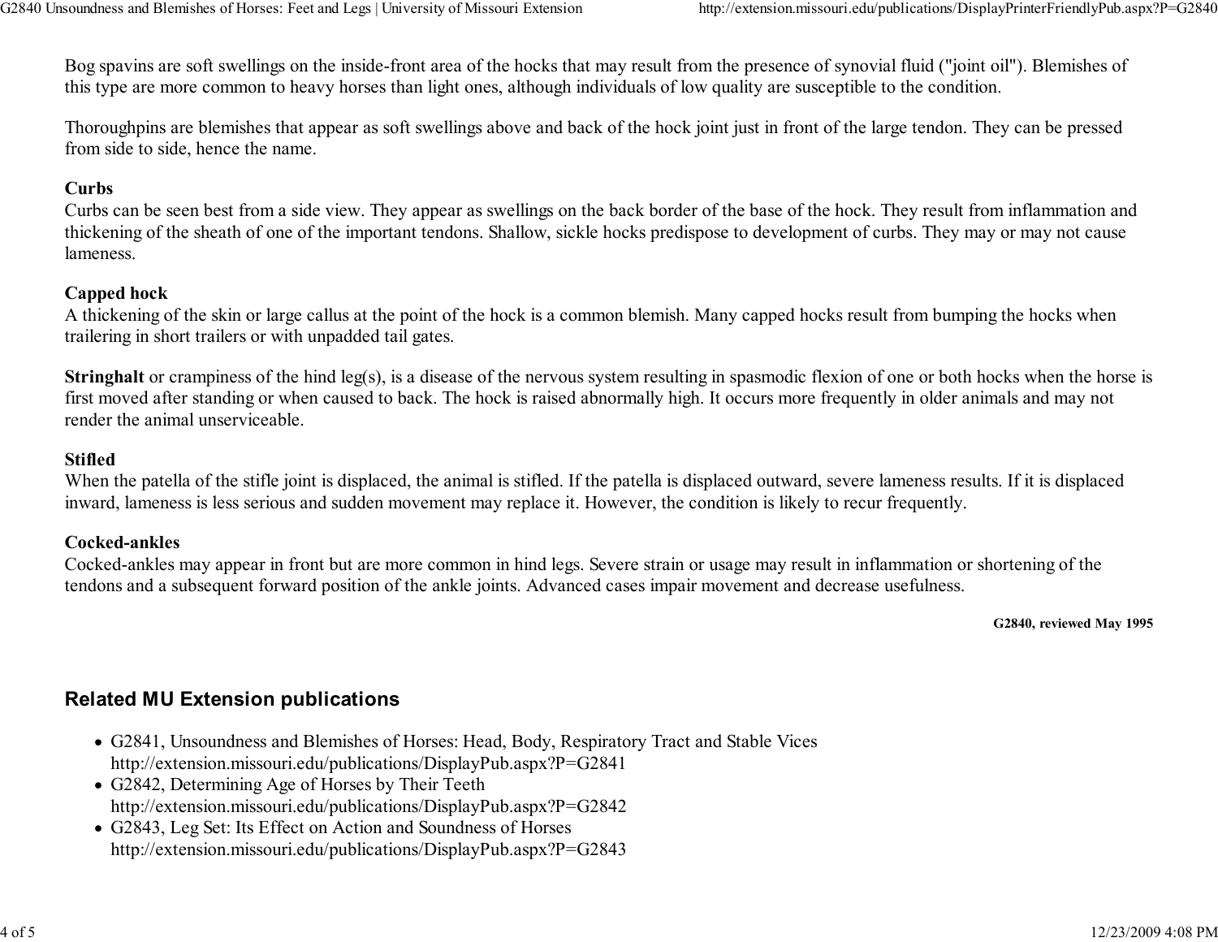Bog spavins are soft swellings on the inside-front area of the hocks that may result from the presence of synovial fluid ("joint oil"). Blemishes of this type are more common to heavy horses than light ones, although individuals of low quality are susceptible to the condition.

Thoroughpins are blemishes that appear as soft swellings above and back of the hock joint just in front of the large tendon. They can be pressed from side to side, hence the name.

**Curbs**
Curbs can be seen best from a side view. They appear as swellings on the back border of the base of the hock. They result from inflammation and thickening of the sheath of one of the important tendons. Shallow, sickle hocks predispose to development of curbs. They may or may not cause lameness.

**Capped hock**
A thickening of the skin or large callus at the point of the hock is a common blemish. Many capped hocks result from bumping the hocks when trailering in short trailers or with unpadded tail gates.

**Stringhalt** or crampiness of the hind leg(s), is a disease of the nervous system resulting in spasmodic flexion of one or both hocks when the horse is first moved after standing or when caused to back. The hock is raised abnormally high. It occurs more frequently in older animals and may not render the animal unserviceable.

**Stifled**
When the patella of the stifle joint is displaced, the animal is stifled. If the patella is displaced outward, severe lameness results. If it is displaced inward, lameness is less serious and sudden movement may replace it. However, the condition is likely to recur frequently.

**Cocked-ankles**
Cocked-ankles may appear in front but are more common in hind legs. Severe strain or usage may result in inflammation or shortening of the tendons and a subsequent forward position of the ankle joints. Advanced cases impair movement and decrease usefulness.

**G2840, reviewed May 1995**

## Related MU Extension publications

- G2841, Unsoundness and Blemishes of Horses: Head, Body, Respiratory Tract and Stable Vices
  http://extension.missouri.edu/publications/DisplayPub.aspx?P=G2841
- G2842, Determining Age of Horses by Their Teeth
  http://extension.missouri.edu/publications/DisplayPub.aspx?P=G2842
- G2843, Leg Set: Its Effect on Action and Soundness of Horses
  http://extension.missouri.edu/publications/DisplayPub.aspx?P=G2843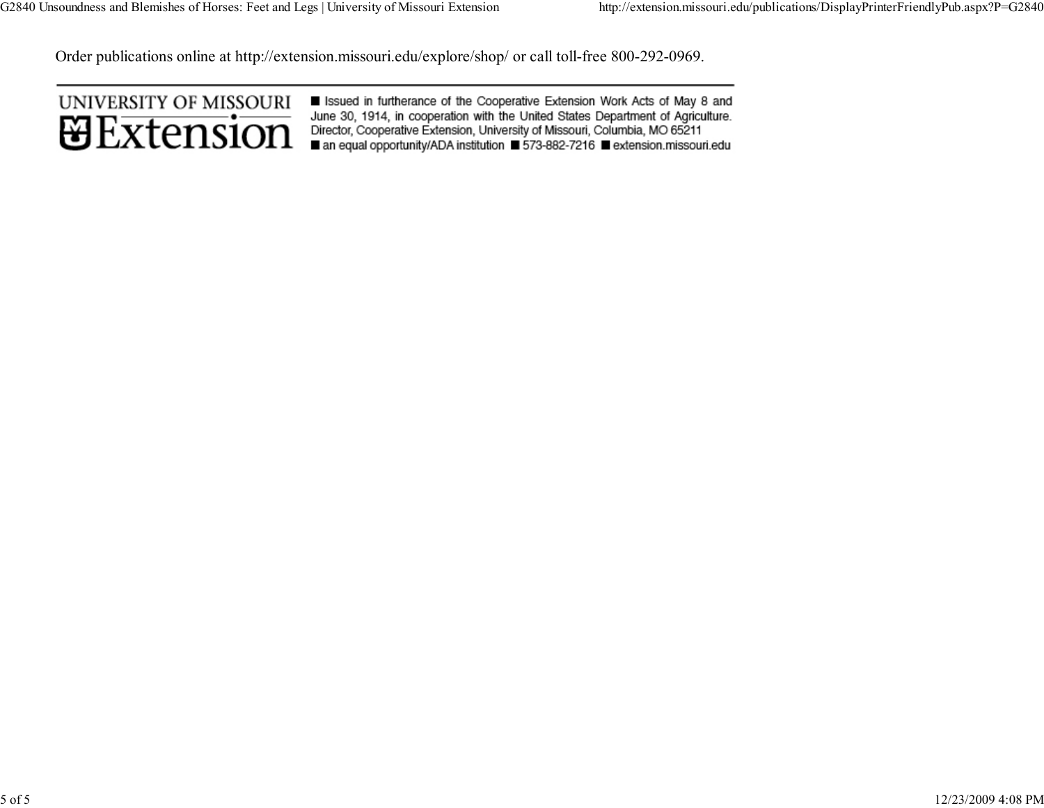Order publications online at http://extension.missouri.edu/explore/shop/ or call toll-free 800-292-0969.

UNIVERSITY OF MISSOURI Extension

■ Issued in furtherance of the Cooperative Extension Work Acts of May 8 and June 30, 1914, in cooperation with the United States Department of Agriculture. Director, Cooperative Extension, University of Missouri, Columbia, MO 65211 ■ an equal opportunity/ADA institution ■ 573-882-7216 ■ extension.missouri.edu